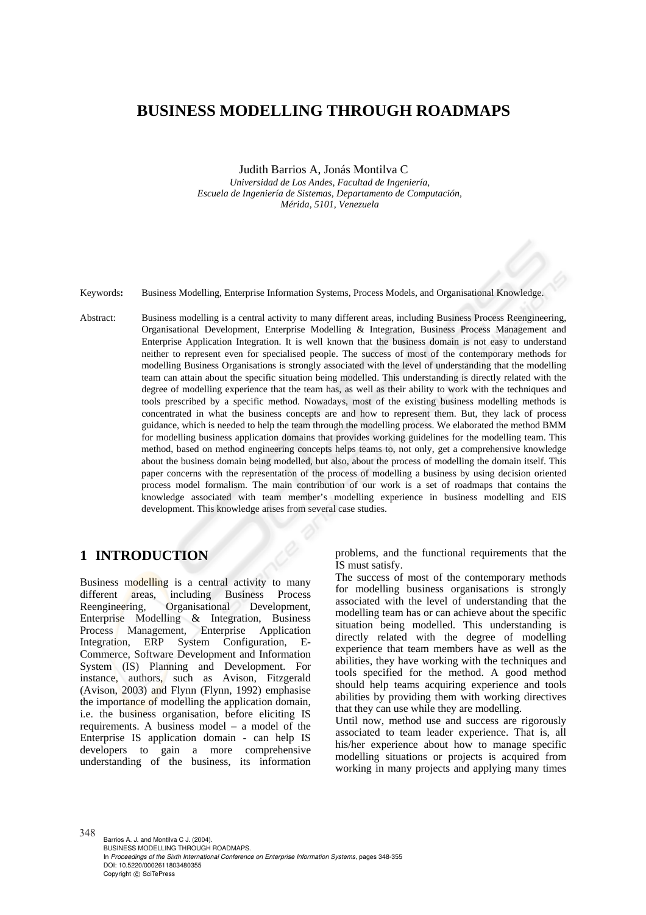# BUSINESS MODELLING THROUGH ROADMAPS

Judith Barrios A, Jonás Montilva C

*Universidad de Los Andes, Facultad de Ingeniería,*
*Escuela de Ingeniería de Sistemas, Departamento de Computación,*
*Mérida, 5101, Venezuela*

Keywords: Business Modelling, Enterprise Information Systems, Process Models, and Organisational Knowledge.

Abstract: Business modelling is a central activity to many different areas, including Business Process Reengineering, Organisational Development, Enterprise Modelling & Integration, Business Process Management and Enterprise Application Integration. It is well known that the business domain is not easy to understand neither to represent even for specialised people. The success of most of the contemporary methods for modelling Business Organisations is strongly associated with the level of understanding that the modelling team can attain about the specific situation being modelled. This understanding is directly related with the degree of modelling experience that the team has, as well as their ability to work with the techniques and tools prescribed by a specific method. Nowadays, most of the existing business modelling methods is concentrated in what the business concepts are and how to represent them. But, they lack of process guidance, which is needed to help the team through the modelling process. We elaborated the method BMM for modelling business application domains that provides working guidelines for the modelling team. This method, based on method engineering concepts helps teams to, not only, get a comprehensive knowledge about the business domain being modelled, but also, about the process of modelling the domain itself. This paper concerns with the representation of the process of modelling a business by using decision oriented process model formalism. The main contribution of our work is a set of roadmaps that contains the knowledge associated with team member's modelling experience in business modelling and EIS development. This knowledge arises from several case studies.

## 1 INTRODUCTION

Business modelling is a central activity to many different areas, including Business Process Reengineering, Organisational Development, Enterprise Modelling & Integration, Business Process Management, Enterprise Application Integration, ERP System Configuration, E-Commerce, Software Development and Information System (IS) Planning and Development. For instance, authors, such as Avison, Fitzgerald (Avison, 2003) and Flynn (Flynn, 1992) emphasise the importance of modelling the application domain, i.e. the business organisation, before eliciting IS requirements. A business model – a model of the Enterprise IS application domain - can help IS developers to gain a more comprehensive understanding of the business, its information problems, and the functional requirements that the IS must satisfy.

The success of most of the contemporary methods for modelling business organisations is strongly associated with the level of understanding that the modelling team has or can achieve about the specific situation being modelled. This understanding is directly related with the degree of modelling experience that team members have as well as the abilities, they have working with the techniques and tools specified for the method. A good method should help teams acquiring experience and tools abilities by providing them with working directives that they can use while they are modelling.

Until now, method use and success are rigorously associated to team leader experience. That is, all his/her experience about how to manage specific modelling situations or projects is acquired from working in many projects and applying many times

Barrios A. J. and Montilva C J. (2004).
BUSINESS MODELLING THROUGH ROADMAPS.
In *Proceedings of the Sixth International Conference on Enterprise Information Systems*, pages 348-355
DOI: 10.5220/0002611803480355
Copyright © SciTePress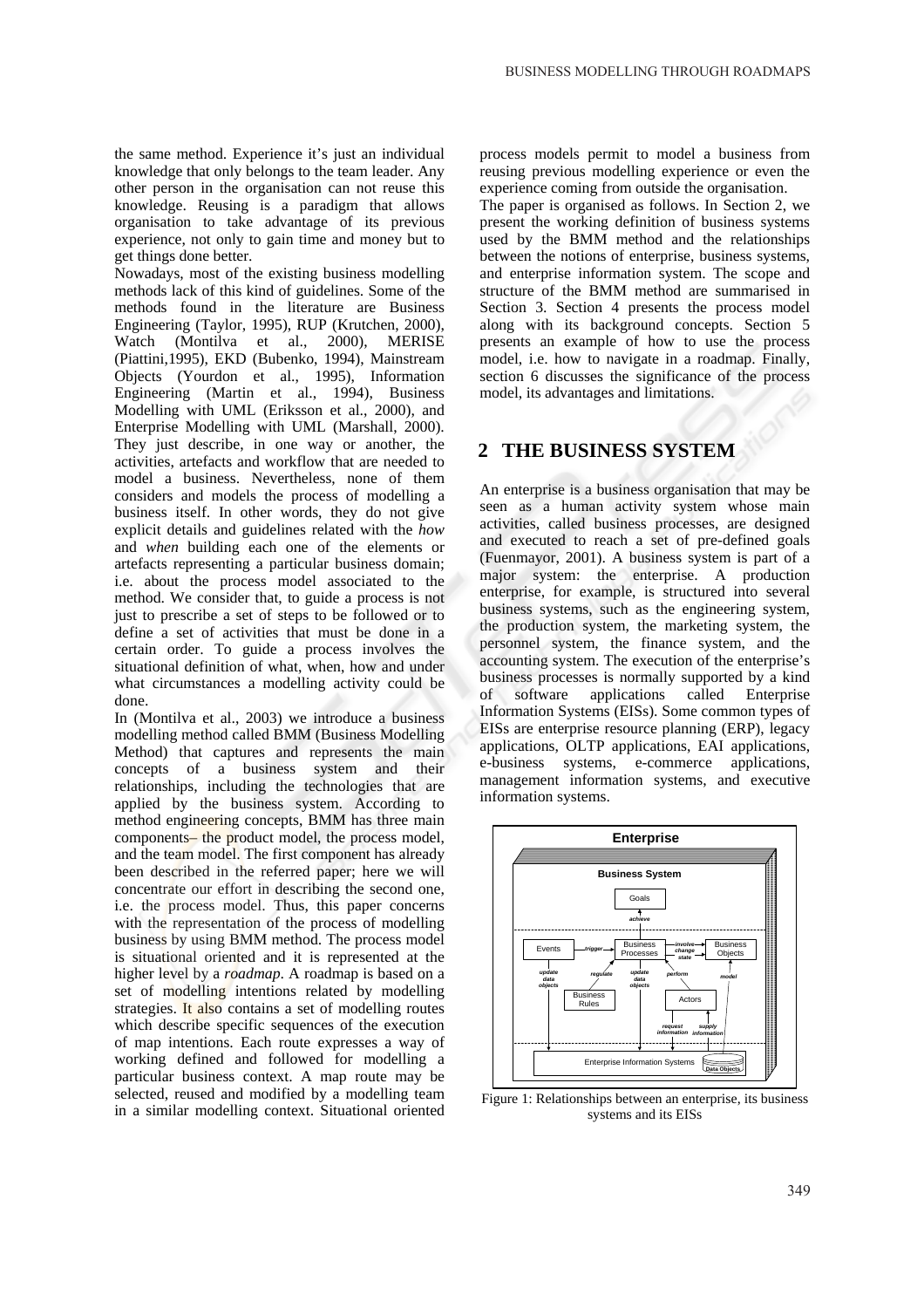the same method. Experience it's just an individual knowledge that only belongs to the team leader. Any other person in the organisation can not reuse this knowledge. Reusing is a paradigm that allows organisation to take advantage of its previous experience, not only to gain time and money but to get things done better.

Nowadays, most of the existing business modelling methods lack of this kind of guidelines. Some of the methods found in the literature are Business Engineering (Taylor, 1995), RUP (Krutchen, 2000), Watch (Montilva et al., 2000), MERISE (Piattini,1995), EKD (Bubenko, 1994), Mainstream Objects (Yourdon et al., 1995), Information Engineering (Martin et al., 1994), Business Modelling with UML (Eriksson et al., 2000), and Enterprise Modelling with UML (Marshall, 2000). They just describe, in one way or another, the activities, artefacts and workflow that are needed to model a business. Nevertheless, none of them considers and models the process of modelling a business itself. In other words, they do not give explicit details and guidelines related with the *how* and *when* building each one of the elements or artefacts representing a particular business domain; i.e. about the process model associated to the method. We consider that, to guide a process is not just to prescribe a set of steps to be followed or to define a set of activities that must be done in a certain order. To guide a process involves the situational definition of what, when, how and under what circumstances a modelling activity could be done.

In (Montilva et al., 2003) we introduce a business modelling method called BMM (Business Modelling Method) that captures and represents the main concepts of a business system and their relationships, including the technologies that are applied by the business system. According to method engineering concepts, BMM has three main components– the product model, the process model, and the team model. The first component has already been described in the referred paper; here we will concentrate our effort in describing the second one, i.e. the process model. Thus, this paper concerns with the representation of the process of modelling business by using BMM method. The process model is situational oriented and it is represented at the higher level by a *roadmap*. A roadmap is based on a set of modelling intentions related by modelling strategies. It also contains a set of modelling routes which describe specific sequences of the execution of map intentions. Each route expresses a way of working defined and followed for modelling a particular business context. A map route may be selected, reused and modified by a modelling team in a similar modelling context. Situational oriented process models permit to model a business from reusing previous modelling experience or even the experience coming from outside the organisation.

The paper is organised as follows. In Section 2, we present the working definition of business systems used by the BMM method and the relationships between the notions of enterprise, business systems, and enterprise information system. The scope and structure of the BMM method are summarised in Section 3. Section 4 presents the process model along with its background concepts. Section 5 presents an example of how to use the process model, i.e. how to navigate in a roadmap. Finally, section 6 discusses the significance of the process model, its advantages and limitations.

## 2 THE BUSINESS SYSTEM

An enterprise is a business organisation that may be seen as a human activity system whose main activities, called business processes, are designed and executed to reach a set of pre-defined goals (Fuenmayor, 2001). A business system is part of a major system: the enterprise. A production enterprise, for example, is structured into several business systems, such as the engineering system, the production system, the marketing system, the personnel system, the finance system, and the accounting system. The execution of the enterprise's business processes is normally supported by a kind of software applications called Enterprise Information Systems (EISs). Some common types of EISs are enterprise resource planning (ERP), legacy applications, OLTP applications, EAI applications, e-business systems, e-commerce applications, management information systems, and executive information systems.

Figure 1: Relationships between an enterprise, its business systems and its EISs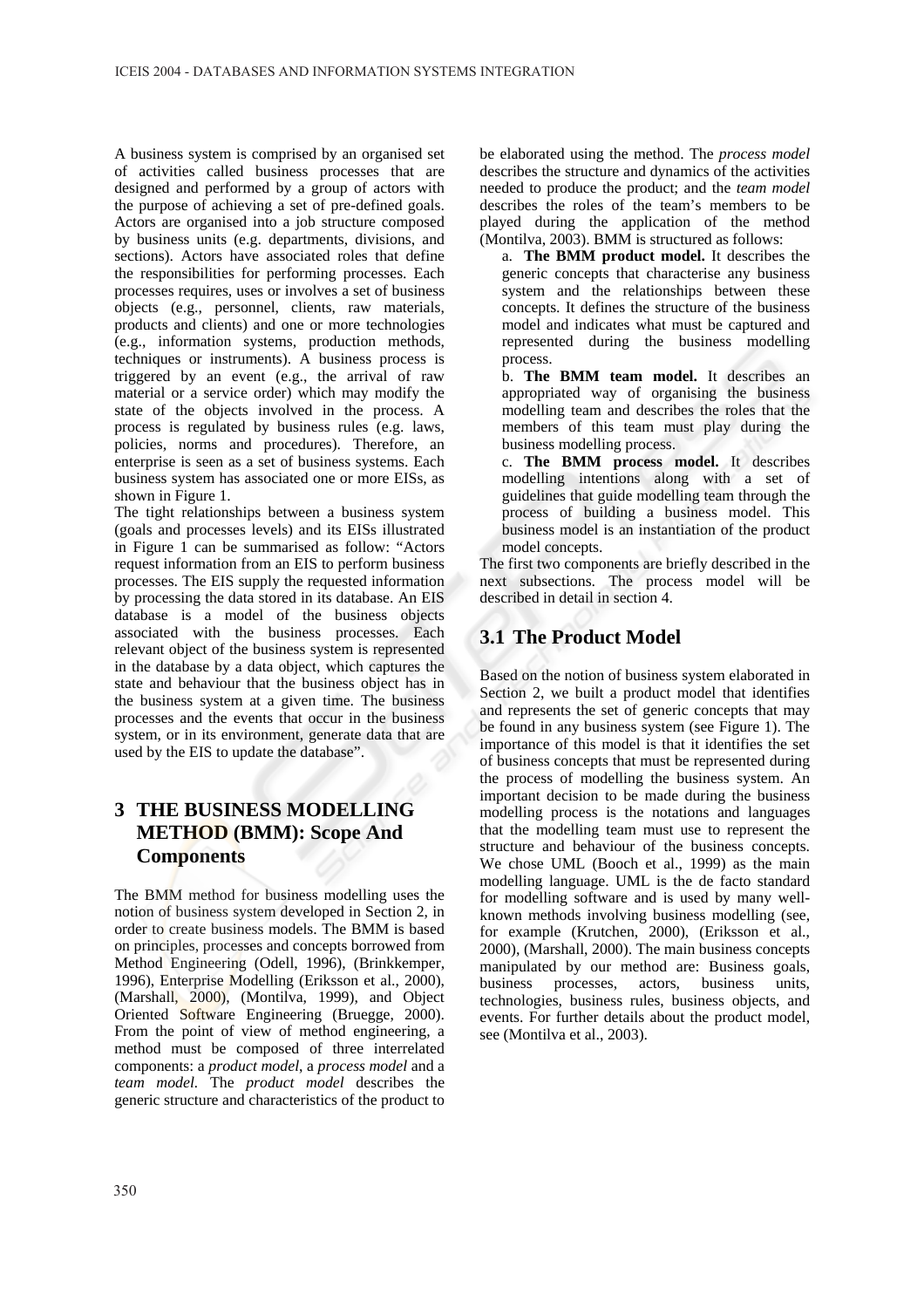A business system is comprised by an organised set of activities called business processes that are designed and performed by a group of actors with the purpose of achieving a set of pre-defined goals. Actors are organised into a job structure composed by business units (e.g. departments, divisions, and sections). Actors have associated roles that define the responsibilities for performing processes. Each processes requires, uses or involves a set of business objects (e.g., personnel, clients, raw materials, products and clients) and one or more technologies (e.g., information systems, production methods, techniques or instruments). A business process is triggered by an event (e.g., the arrival of raw material or a service order) which may modify the state of the objects involved in the process. A process is regulated by business rules (e.g. laws, policies, norms and procedures). Therefore, an enterprise is seen as a set of business systems. Each business system has associated one or more EISs, as shown in Figure 1.

The tight relationships between a business system (goals and processes levels) and its EISs illustrated in Figure 1 can be summarised as follow: "Actors request information from an EIS to perform business processes. The EIS supply the requested information by processing the data stored in its database. An EIS database is a model of the business objects associated with the business processes. Each relevant object of the business system is represented in the database by a data object, which captures the state and behaviour that the business object has in the business system at a given time. The business processes and the events that occur in the business system, or in its environment, generate data that are used by the EIS to update the database".

# 3 THE BUSINESS MODELLING METHOD (BMM): Scope And Components

The BMM method for business modelling uses the notion of business system developed in Section 2, in order to create business models. The BMM is based on principles, processes and concepts borrowed from Method Engineering (Odell, 1996), (Brinkkemper, 1996), Enterprise Modelling (Eriksson et al., 2000), (Marshall, 2000), (Montilva, 1999), and Object Oriented Software Engineering (Bruegge, 2000). From the point of view of method engineering, a method must be composed of three interrelated components: a *product model*, a *process model* and a *team model*. The *product model* describes the generic structure and characteristics of the product to be elaborated using the method. The *process model* describes the structure and dynamics of the activities needed to produce the product; and the *team model* describes the roles of the team's members to be played during the application of the method (Montilva, 2003). BMM is structured as follows:

a. **The BMM product model.** It describes the generic concepts that characterise any business system and the relationships between these concepts. It defines the structure of the business model and indicates what must be captured and represented during the business modelling process.

b. **The BMM team model.** It describes an appropriated way of organising the business modelling team and describes the roles that the members of this team must play during the business modelling process.

c. **The BMM process model.** It describes modelling intentions along with a set of guidelines that guide modelling team through the process of building a business model. This business model is an instantiation of the product model concepts.

The first two components are briefly described in the next subsections. The process model will be described in detail in section 4.

## 3.1 The Product Model

Based on the notion of business system elaborated in Section 2, we built a product model that identifies and represents the set of generic concepts that may be found in any business system (see Figure 1). The importance of this model is that it identifies the set of business concepts that must be represented during the process of modelling the business system. An important decision to be made during the business modelling process is the notations and languages that the modelling team must use to represent the structure and behaviour of the business concepts. We chose UML (Booch et al., 1999) as the main modelling language. UML is the de facto standard for modelling software and is used by many well-known methods involving business modelling (see, for example (Krutchen, 2000), (Eriksson et al., 2000), (Marshall, 2000). The main business concepts manipulated by our method are: Business goals, business processes, actors, business units, technologies, business rules, business objects, and events. For further details about the product model, see (Montilva et al., 2003).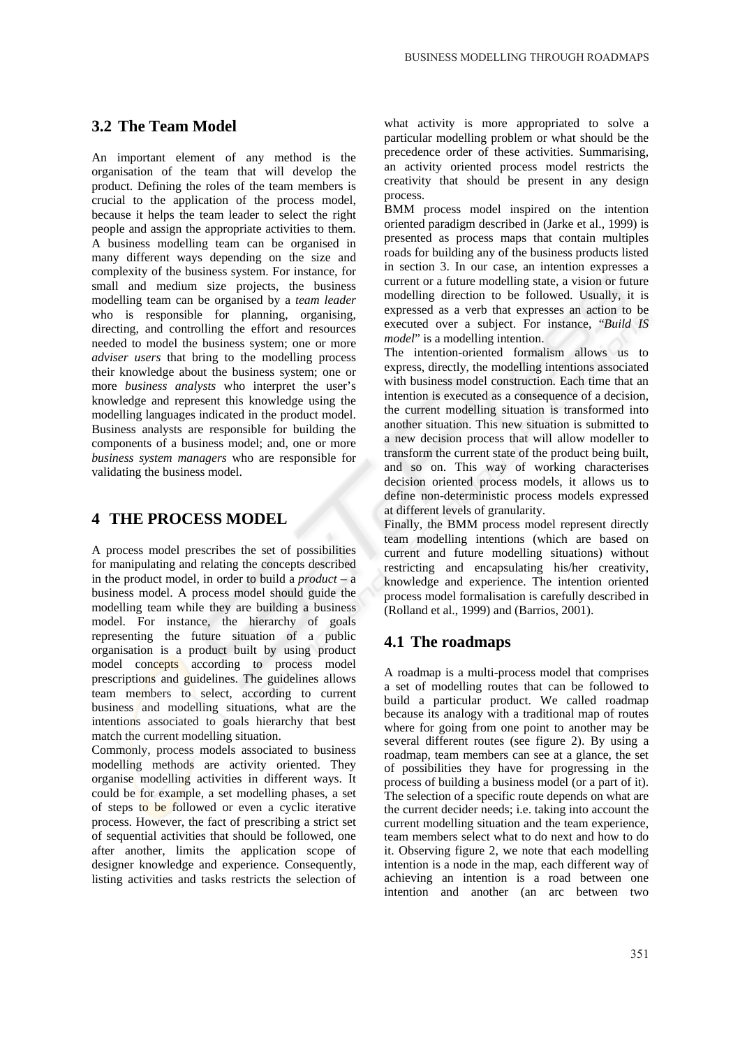## 3.2 The Team Model

An important element of any method is the organisation of the team that will develop the product. Defining the roles of the team members is crucial to the application of the process model, because it helps the team leader to select the right people and assign the appropriate activities to them. A business modelling team can be organised in many different ways depending on the size and complexity of the business system. For instance, for small and medium size projects, the business modelling team can be organised by a *team leader* who is responsible for planning, organising, directing, and controlling the effort and resources needed to model the business system; one or more *adviser users* that bring to the modelling process their knowledge about the business system; one or more *business analysts* who interpret the user's knowledge and represent this knowledge using the modelling languages indicated in the product model. Business analysts are responsible for building the components of a business model; and, one or more *business system managers* who are responsible for validating the business model.

# 4 THE PROCESS MODEL

A process model prescribes the set of possibilities for manipulating and relating the concepts described in the product model, in order to build a *product* – a business model. A process model should guide the modelling team while they are building a business model. For instance, the hierarchy of goals representing the future situation of a public organisation is a product built by using product model concepts according to process model prescriptions and guidelines. The guidelines allows team members to select, according to current business and modelling situations, what are the intentions associated to goals hierarchy that best match the current modelling situation.

Commonly, process models associated to business modelling methods are activity oriented. They organise modelling activities in different ways. It could be for example, a set modelling phases, a set of steps to be followed or even a cyclic iterative process. However, the fact of prescribing a strict set of sequential activities that should be followed, one after another, limits the application scope of designer knowledge and experience. Consequently, listing activities and tasks restricts the selection of what activity is more appropriated to solve a particular modelling problem or what should be the precedence order of these activities. Summarising, an activity oriented process model restricts the creativity that should be present in any design process.

BMM process model inspired on the intention oriented paradigm described in (Jarke et al., 1999) is presented as process maps that contain multiples roads for building any of the business products listed in section 3. In our case, an intention expresses a current or a future modelling state, a vision or future modelling direction to be followed. Usually, it is expressed as a verb that expresses an action to be executed over a subject. For instance, "*Build IS model*" is a modelling intention.

The intention-oriented formalism allows us to express, directly, the modelling intentions associated with business model construction. Each time that an intention is executed as a consequence of a decision, the current modelling situation is transformed into another situation. This new situation is submitted to a new decision process that will allow modeller to transform the current state of the product being built, and so on. This way of working characterises decision oriented process models, it allows us to define non-deterministic process models expressed at different levels of granularity.

Finally, the BMM process model represent directly team modelling intentions (which are based on current and future modelling situations) without restricting and encapsulating his/her creativity, knowledge and experience. The intention oriented process model formalisation is carefully described in (Rolland et al., 1999) and (Barrios, 2001).

## 4.1 The roadmaps

A roadmap is a multi-process model that comprises a set of modelling routes that can be followed to build a particular product. We called roadmap because its analogy with a traditional map of routes where for going from one point to another may be several different routes (see figure 2). By using a roadmap, team members can see at a glance, the set of possibilities they have for progressing in the process of building a business model (or a part of it). The selection of a specific route depends on what are the current decider needs; i.e. taking into account the current modelling situation and the team experience, team members select what to do next and how to do it. Observing figure 2, we note that each modelling intention is a node in the map, each different way of achieving an intention is a road between one intention and another (an arc between two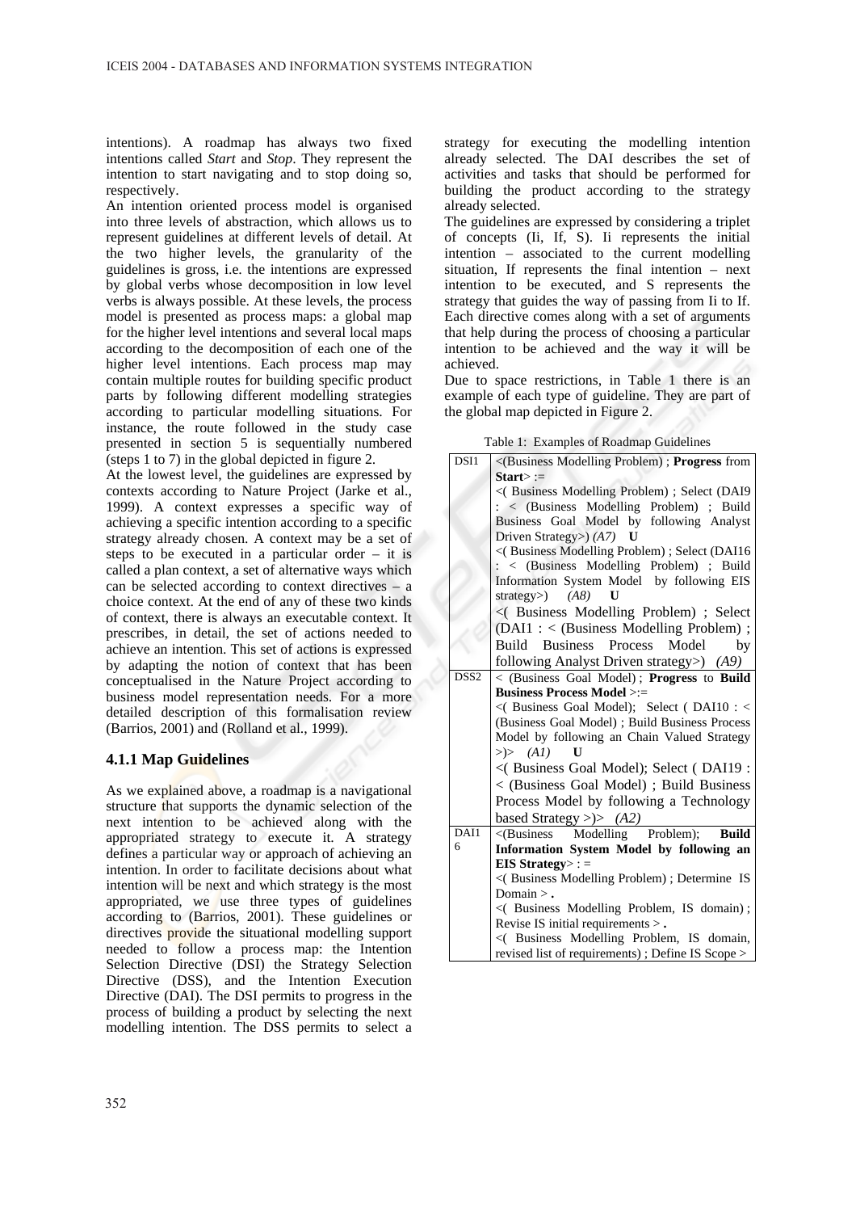intentions). A roadmap has always two fixed intentions called *Start* and *Stop*. They represent the intention to start navigating and to stop doing so, respectively.

An intention oriented process model is organised into three levels of abstraction, which allows us to represent guidelines at different levels of detail. At the two higher levels, the granularity of the guidelines is gross, i.e. the intentions are expressed by global verbs whose decomposition in low level verbs is always possible. At these levels, the process model is presented as process maps: a global map for the higher level intentions and several local maps according to the decomposition of each one of the higher level intentions. Each process map may contain multiple routes for building specific product parts by following different modelling strategies according to particular modelling situations. For instance, the route followed in the study case presented in section 5 is sequentially numbered (steps 1 to 7) in the global depicted in figure 2.

At the lowest level, the guidelines are expressed by contexts according to Nature Project (Jarke et al., 1999). A context expresses a specific way of achieving a specific intention according to a specific strategy already chosen. A context may be a set of steps to be executed in a particular order – it is called a plan context, a set of alternative ways which can be selected according to context directives – a choice context. At the end of any of these two kinds of context, there is always an executable context. It prescribes, in detail, the set of actions needed to achieve an intention. This set of actions is expressed by adapting the notion of context that has been conceptualised in the Nature Project according to business model representation needs. For a more detailed description of this formalisation review (Barrios, 2001) and (Rolland et al., 1999).

### 4.1.1 Map Guidelines

As we explained above, a roadmap is a navigational structure that supports the dynamic selection of the next intention to be achieved along with the appropriated strategy to execute it. A strategy defines a particular way or approach of achieving an intention. In order to facilitate decisions about what intention will be next and which strategy is the most appropriated, we use three types of guidelines according to (Barrios, 2001). These guidelines or directives provide the situational modelling support needed to follow a process map: the Intention Selection Directive (DSI) the Strategy Selection Directive (DSS), and the Intention Execution Directive (DAI). The DSI permits to progress in the process of building a product by selecting the next modelling intention. The DSS permits to select a strategy for executing the modelling intention already selected. The DAI describes the set of activities and tasks that should be performed for building the product according to the strategy already selected.

The guidelines are expressed by considering a triplet of concepts (Ii, If, S). Ii represents the initial intention – associated to the current modelling situation, If represents the final intention – next intention to be executed, and S represents the strategy that guides the way of passing from Ii to If. Each directive comes along with a set of arguments that help during the process of choosing a particular intention to be achieved and the way it will be achieved.

Due to space restrictions, in Table 1 there is an example of each type of guideline. They are part of the global map depicted in Figure 2.

Table 1: Examples of Roadmap Guidelines

| | |
|---|---|
| DSI1 | <(Business Modelling Problem) ; **Progress** from **Start**> := <( Business Modelling Problem) ; Select (DAI9 : < (Business Modelling Problem) ; Build Business Goal Model by following Analyst Driven Strategy>) *(A7)* **U** <( Business Modelling Problem) ; Select (DAI16 : < (Business Modelling Problem) ; Build Information System Model by following EIS strategy>) *(A8)* **U** <( Business Modelling Problem) ; Select (DAI1 : < (Business Modelling Problem) ; Build Business Process Model by following Analyst Driven strategy>) *(A9)* |
| DSS2 | < (Business Goal Model) ; **Progress** to **Build Business Process Model** >:= <( Business Goal Model); Select ( DAI10 : < (Business Goal Model) ; Build Business Process Model by following an Chain Valued Strategy >)> *(A1)* **U** <( Business Goal Model); Select ( DAI19 : < (Business Goal Model) ; Build Business Process Model by following a Technology based Strategy >)> *(A2)* |
| DAI16 | <(Business Modelling Problem); **Build Information System Model by following an EIS Strategy**> : = <( Business Modelling Problem) ; Determine IS Domain > **.** <( Business Modelling Problem, IS domain) ; Revise IS initial requirements > **.** <( Business Modelling Problem, IS domain, revised list of requirements) ; Define IS Scope > |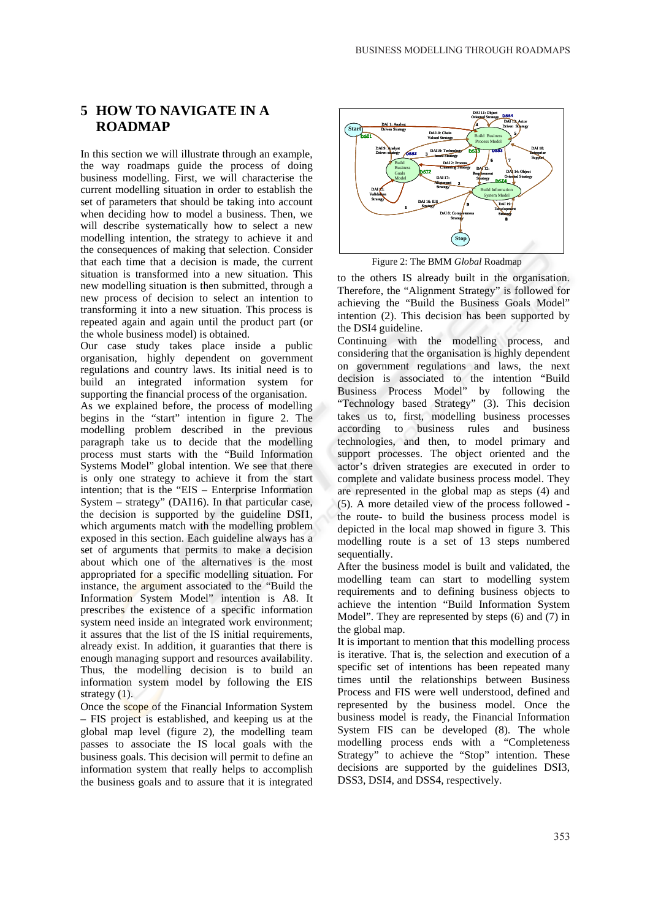## 5 HOW TO NAVIGATE IN A ROADMAP

In this section we will illustrate through an example, the way roadmaps guide the process of doing business modelling. First, we will characterise the current modelling situation in order to establish the set of parameters that should be taking into account when deciding how to model a business. Then, we will describe systematically how to select a new modelling intention, the strategy to achieve it and the consequences of making that selection. Consider that each time that a decision is made, the current situation is transformed into a new situation. This new modelling situation is then submitted, through a new process of decision to select an intention to transforming it into a new situation. This process is repeated again and again until the product part (or the whole business model) is obtained.

Our case study takes place inside a public organisation, highly dependent on government regulations and country laws. Its initial need is to build an integrated information system for supporting the financial process of the organisation.

As we explained before, the process of modelling begins in the "start" intention in figure 2. The modelling problem described in the previous paragraph take us to decide that the modelling process must starts with the "Build Information Systems Model" global intention. We see that there is only one strategy to achieve it from the start intention; that is the "EIS – Enterprise Information System – strategy" (DAI16). In that particular case, the decision is supported by the guideline DSI1, which arguments match with the modelling problem exposed in this section. Each guideline always has a set of arguments that permits to make a decision about which one of the alternatives is the most appropriated for a specific modelling situation. For instance, the argument associated to the "Build the Information System Model" intention is A8. It prescribes the existence of a specific information system need inside an integrated work environment; it assures that the list of the IS initial requirements, already exist. In addition, it guaranties that there is enough managing support and resources availability. Thus, the modelling decision is to build an information system model by following the EIS strategy (1).

Once the scope of the Financial Information System – FIS project is established, and keeping us at the global map level (figure 2), the modelling team passes to associate the IS local goals with the business goals. This decision will permit to define an information system that really helps to accomplish the business goals and to assure that it is integrated to the others IS already built in the organisation. Therefore, the "Alignment Strategy" is followed for achieving the "Build the Business Goals Model" intention (2). This decision has been supported by the DSI4 guideline.

Figure 2: The BMM *Global* Roadmap

Continuing with the modelling process, and considering that the organisation is highly dependent on government regulations and laws, the next decision is associated to the intention "Build Business Process Model" by following the "Technology based Strategy" (3). This decision takes us to, first, modelling business processes according to business rules and business technologies, and then, to model primary and support processes. The object oriented and the actor's driven strategies are executed in order to complete and validate business process model. They are represented in the global map as steps (4) and (5). A more detailed view of the process followed - the route- to build the business process model is depicted in the local map showed in figure 3. This modelling route is a set of 13 steps numbered sequentially.

After the business model is built and validated, the modelling team can start to modelling system requirements and to defining business objects to achieve the intention "Build Information System Model". They are represented by steps (6) and (7) in the global map.

It is important to mention that this modelling process is iterative. That is, the selection and execution of a specific set of intentions has been repeated many times until the relationships between Business Process and FIS were well understood, defined and represented by the business model. Once the business model is ready, the Financial Information System FIS can be developed (8). The whole modelling process ends with a "Completeness Strategy" to achieve the "Stop" intention. These decisions are supported by the guidelines DSI3, DSS3, DSI4, and DSS4, respectively.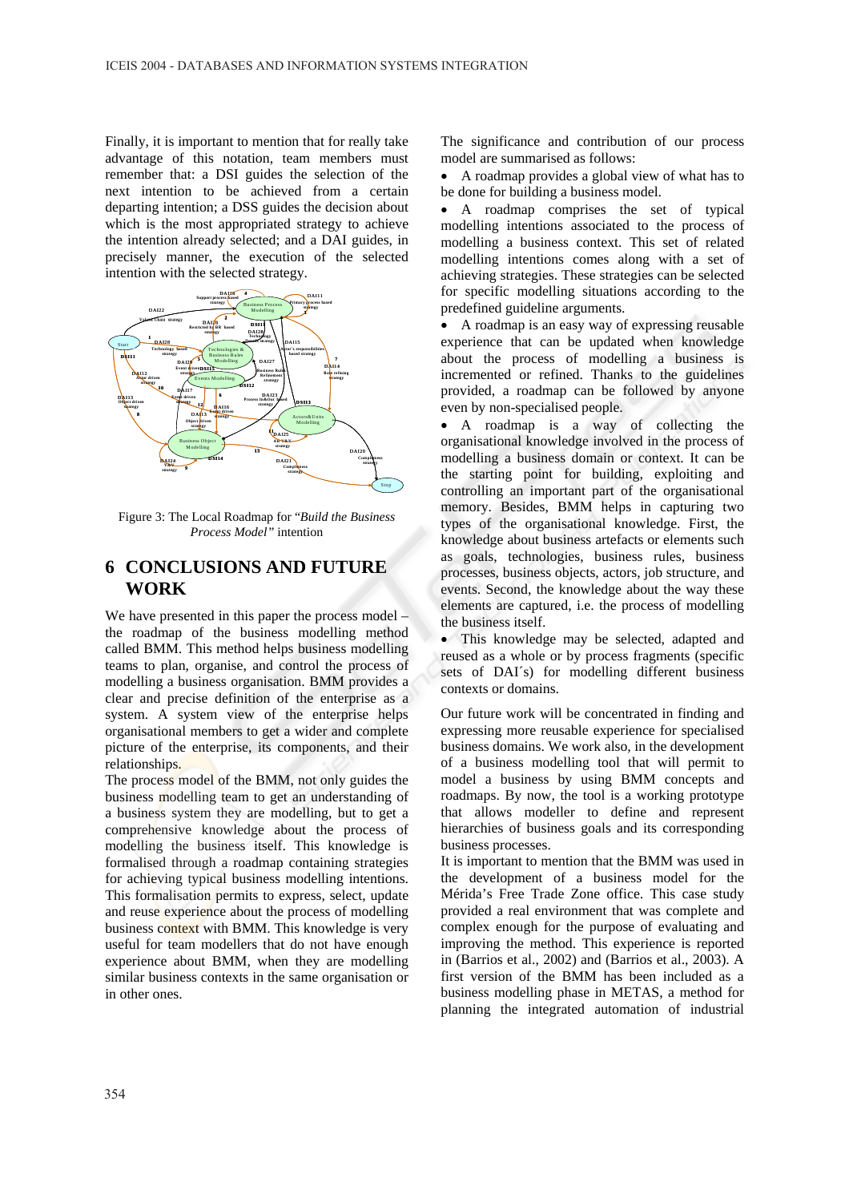Finally, it is important to mention that for really take advantage of this notation, team members must remember that: a DSI guides the selection of the next intention to be achieved from a certain departing intention; a DSS guides the decision about which is the most appropriated strategy to achieve the intention already selected; and a DAI guides, in precisely manner, the execution of the selected intention with the selected strategy.

Figure 3: The Local Roadmap for "*Build the Business Process Model"* intention

## 6 CONCLUSIONS AND FUTURE WORK

We have presented in this paper the process model – the roadmap of the business modelling method called BMM. This method helps business modelling teams to plan, organise, and control the process of modelling a business organisation. BMM provides a clear and precise definition of the enterprise as a system. A system view of the enterprise helps organisational members to get a wider and complete picture of the enterprise, its components, and their relationships.

The process model of the BMM, not only guides the business modelling team to get an understanding of a business system they are modelling, but to get a comprehensive knowledge about the process of modelling the business itself. This knowledge is formalised through a roadmap containing strategies for achieving typical business modelling intentions. This formalisation permits to express, select, update and reuse experience about the process of modelling business context with BMM. This knowledge is very useful for team modellers that do not have enough experience about BMM, when they are modelling similar business contexts in the same organisation or in other ones.

The significance and contribution of our process model are summarised as follows:

- A roadmap provides a global view of what has to be done for building a business model.
- A roadmap comprises the set of typical modelling intentions associated to the process of modelling a business context. This set of related modelling intentions comes along with a set of achieving strategies. These strategies can be selected for specific modelling situations according to the predefined guideline arguments.
- A roadmap is an easy way of expressing reusable experience that can be updated when knowledge about the process of modelling a business is incremented or refined. Thanks to the guidelines provided, a roadmap can be followed by anyone even by non-specialised people.
- A roadmap is a way of collecting the organisational knowledge involved in the process of modelling a business domain or context. It can be the starting point for building, exploiting and controlling an important part of the organisational memory. Besides, BMM helps in capturing two types of the organisational knowledge. First, the knowledge about business artefacts or elements such as goals, technologies, business rules, business processes, business objects, actors, job structure, and events. Second, the knowledge about the way these elements are captured, i.e. the process of modelling the business itself.
- This knowledge may be selected, adapted and reused as a whole or by process fragments (specific sets of DAI´s) for modelling different business contexts or domains.

Our future work will be concentrated in finding and expressing more reusable experience for specialised business domains. We work also, in the development of a business modelling tool that will permit to model a business by using BMM concepts and roadmaps. By now, the tool is a working prototype that allows modeller to define and represent hierarchies of business goals and its corresponding business processes.

It is important to mention that the BMM was used in the development of a business model for the Mérida's Free Trade Zone office. This case study provided a real environment that was complete and complex enough for the purpose of evaluating and improving the method. This experience is reported in (Barrios et al., 2002) and (Barrios et al., 2003). A first version of the BMM has been included as a business modelling phase in METAS, a method for planning the integrated automation of industrial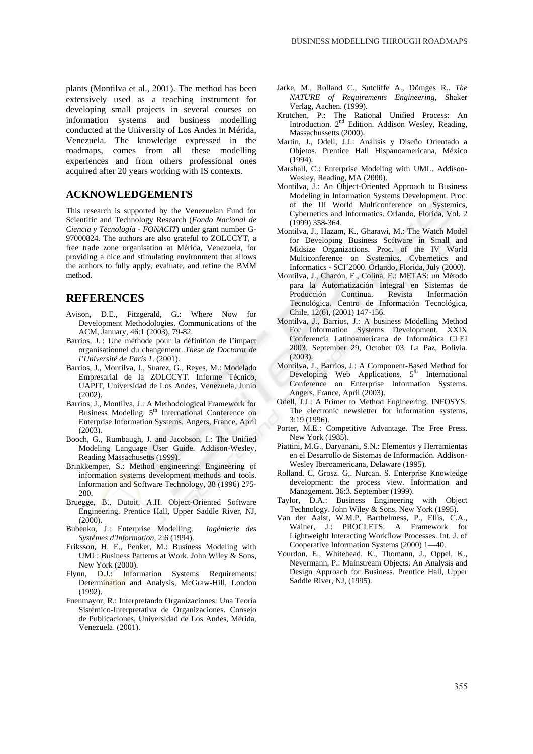plants (Montilva et al., 2001). The method has been extensively used as a teaching instrument for developing small projects in several courses on information systems and business modelling conducted at the University of Los Andes in Mérida, Venezuela. The knowledge expressed in the roadmaps, comes from all these modelling experiences and from others professional ones acquired after 20 years working with IS contexts.

## ACKNOWLEDGEMENTS

This research is supported by the Venezuelan Fund for Scientific and Technology Research (*Fondo Nacional de Ciencia y Tecnología - FONACIT*) under grant number G-97000824. The authors are also grateful to ZOLCCYT, a free trade zone organisation at Mérida, Venezuela, for providing a nice and stimulating environment that allows the authors to fully apply, evaluate, and refine the BMM method.

## REFERENCES

Avison, D.E., Fitzgerald, G.: Where Now for Development Methodologies. Communications of the ACM, January, 46:1 (2003), 79-82.

Barrios, J. : Une méthode pour la définition de l'impact organisationnel du changement..*Thèse de Doctorat de l'Université de Paris 1*. (2001).

Barrios, J., Montilva, J., Suarez, G., Reyes, M.: Modelado Empresarial de la ZOLCCYT. Informe Técnico, UAPIT, Universidad de Los Andes, Venezuela, Junio (2002).

Barrios, J., Montilva, J.: A Methodological Framework for Business Modeling. 5th International Conference on Enterprise Information Systems. Angers, France, April (2003).

Booch, G., Rumbaugh, J. and Jacobson, I.: The Unified Modeling Language User Guide. Addison-Wesley, Reading Massachusetts (1999).

Brinkkemper, S.: Method engineering: Engineering of information systems development methods and tools. Information and Software Technology, 38 (1996) 275-280.

Bruegge, B., Dutoit, A.H. Object-Oriented Software Engineering. Prentice Hall, Upper Saddle River, NJ, (2000).

Bubenko, J.: Enterprise Modelling, *Ingénierie des Systèmes d'Information*, 2:6 (1994).

Eriksson, H. E., Penker, M.: Business Modeling with UML: Business Patterns at Work. John Wiley & Sons, New York (2000).

Flynn, D.J.: Information Systems Requirements: Determination and Analysis, McGraw-Hill, London (1992).

Fuenmayor, R.: Interpretando Organizaciones: Una Teoría Sistémico-Interpretativa de Organizaciones. Consejo de Publicaciones, Universidad de Los Andes, Mérida, Venezuela. (2001).

Jarke, M., Rolland C., Sutcliffe A., Dömges R.. *The NATURE of Requirements Engineering*, Shaker Verlag, Aachen. (1999).

Krutchen, P.: The Rational Unified Process: An Introduction. 2nd Edition. Addison Wesley, Reading, Massachussetts (2000).

Martin, J., Odell, J.J.: Análisis y Diseño Orientado a Objetos. Prentice Hall Hispanoamericana, México (1994).

Marshall, C.: Enterprise Modeling with UML. Addison-Wesley, Reading, MA (2000).

Montilva, J.: An Object-Oriented Approach to Business Modeling in Information Systems Development. Proc. of the III World Multiconference on Systemics, Cybernetics and Informatics. Orlando, Florida, Vol. 2 (1999) 358-364.

Montilva, J., Hazam, K., Gharawi, M.: The Watch Model for Developing Business Software in Small and Midsize Organizations. Proc. of the IV World Multiconference on Systemics, Cybernetics and Informatics - SCI´2000. Orlando, Florida, July (2000).

Montilva, J., Chacón, E., Colina, E.: METAS: un Método para la Automatización Integral en Sistemas de Producción Continua. Revista Información Tecnológica. Centro de Información Tecnológica, Chile, 12(6), (2001) 147-156.

Montilva, J., Barrios, J.: A business Modelling Method For Information Systems Development. XXIX Conferencia Latinoamericana de Informática CLEI 2003. September 29, October 03. La Paz, Bolivia. (2003).

Montilva, J., Barrios, J.: A Component-Based Method for Developing Web Applications. 5th International Conference on Enterprise Information Systems. Angers, France, April (2003).

Odell, J.J.: A Primer to Method Engineering. INFOSYS: The electronic newsletter for information systems, 3:19 (1996).

Porter, M.E.: Competitive Advantage. The Free Press. New York (1985).

Piattini, M.G., Daryanani, S.N.: Elementos y Herramientas en el Desarrollo de Sistemas de Información. Addison-Wesley Iberoamericana, Delaware (1995).

Rolland. C, Grosz. G,. Nurcan. S. Enterprise Knowledge development: the process view. Information and Management. 36:3. September (1999).

Taylor, D.A.: Business Engineering with Object Technology. John Wiley & Sons, New York (1995).

Van der Aalst, W.M.P, Barthelmess, P., Ellis, C.A., Wainer, J.: PROCLETS: A Framework for Lightweight Interacting Workflow Processes. Int. J. of Cooperative Information Systems (2000) 1—40.

Yourdon, E., Whitehead, K., Thomann, J., Oppel, K., Nevermann, P.: Mainstream Objects: An Analysis and Design Approach for Business. Prentice Hall, Upper Saddle River, NJ, (1995).